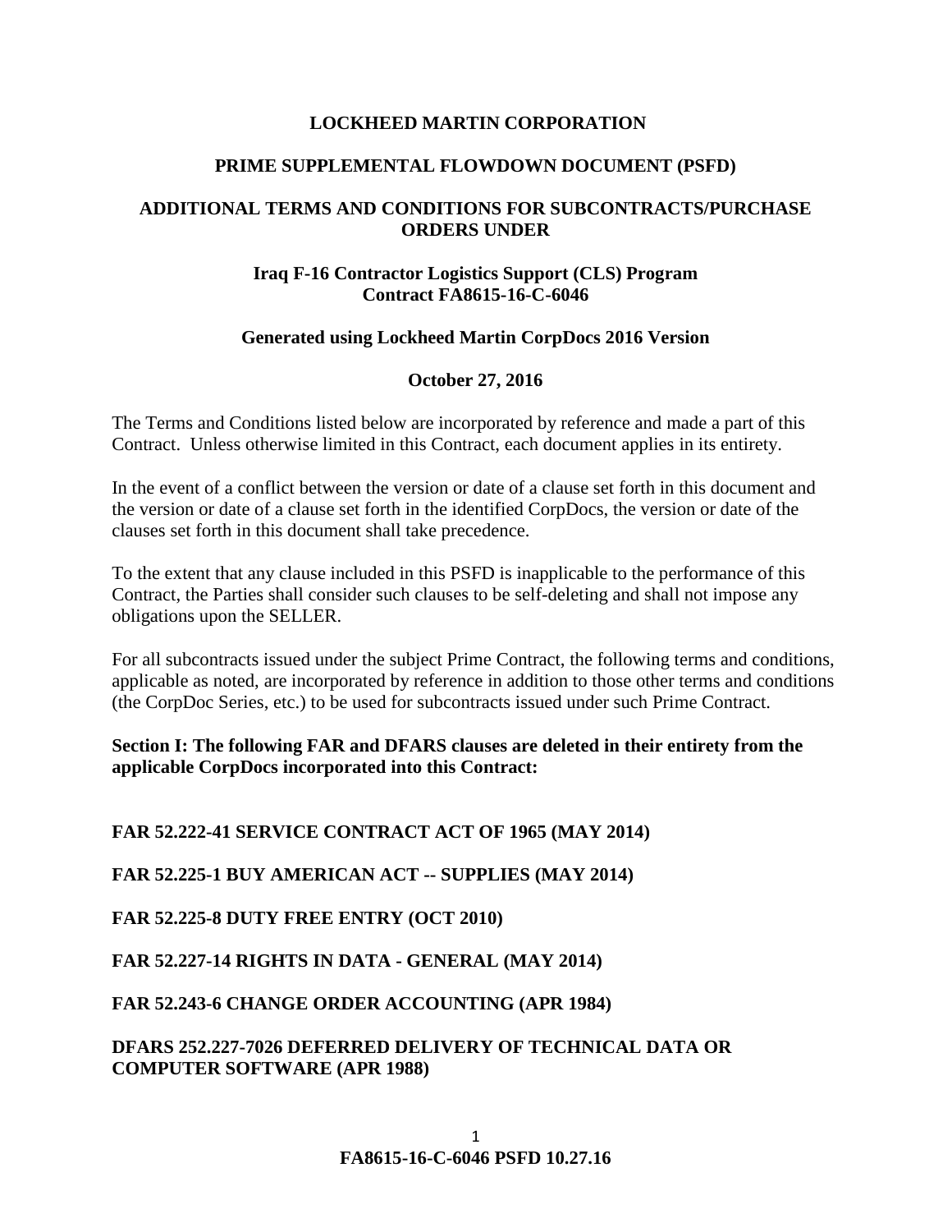**LOCKHEED MARTIN CORPORATION**

**PRIME SUPPLEMENTAL FLOWDOWN DOCUMENT (PSFD)**

**ADDITIONAL TERMS AND CONDITIONS FOR SUBCONTRACTS/PURCHASE ORDERS UNDER**

**Iraq F-16 Contractor Logistics Support (CLS) Program**
**Contract FA8615-16-C-6046**

**Generated using Lockheed Martin CorpDocs 2016 Version**

**October 27, 2016**

The Terms and Conditions listed below are incorporated by reference and made a part of this Contract. Unless otherwise limited in this Contract, each document applies in its entirety.

In the event of a conflict between the version or date of a clause set forth in this document and the version or date of a clause set forth in the identified CorpDocs, the version or date of the clauses set forth in this document shall take precedence.

To the extent that any clause included in this PSFD is inapplicable to the performance of this Contract, the Parties shall consider such clauses to be self-deleting and shall not impose any obligations upon the SELLER.

For all subcontracts issued under the subject Prime Contract, the following terms and conditions, applicable as noted, are incorporated by reference in addition to those other terms and conditions (the CorpDoc Series, etc.) to be used for subcontracts issued under such Prime Contract.

**Section I: The following FAR and DFARS clauses are deleted in their entirety from the applicable CorpDocs incorporated into this Contract:**

**FAR 52.222-41 SERVICE CONTRACT ACT OF 1965 (MAY 2014)**

**FAR 52.225-1 BUY AMERICAN ACT -- SUPPLIES (MAY 2014)**

**FAR 52.225-8 DUTY FREE ENTRY (OCT 2010)**

**FAR 52.227-14 RIGHTS IN DATA - GENERAL (MAY 2014)**

**FAR 52.243-6 CHANGE ORDER ACCOUNTING (APR 1984)**

**DFARS 252.227-7026 DEFERRED DELIVERY OF TECHNICAL DATA OR COMPUTER SOFTWARE (APR 1988)**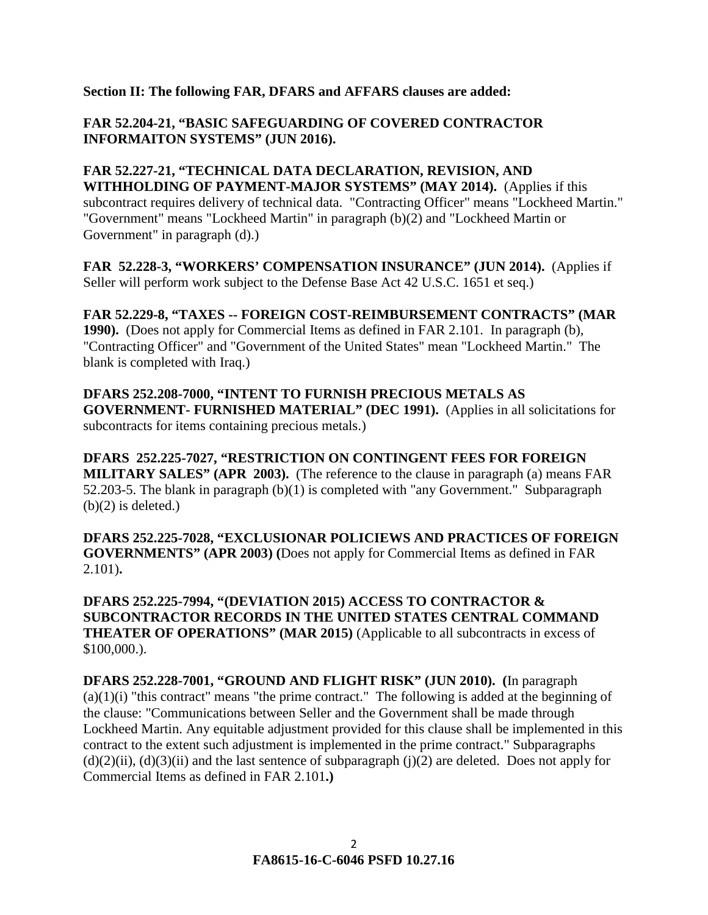**Section II: The following FAR, DFARS and AFFARS clauses are added:**

**FAR 52.204-21, "BASIC SAFEGUARDING OF COVERED CONTRACTOR INFORMAITON SYSTEMS" (JUN 2016).**

**FAR 52.227-21, "TECHNICAL DATA DECLARATION, REVISION, AND WITHHOLDING OF PAYMENT-MAJOR SYSTEMS" (MAY 2014).** (Applies if this subcontract requires delivery of technical data. "Contracting Officer" means "Lockheed Martin." "Government" means "Lockheed Martin" in paragraph (b)(2) and "Lockheed Martin or Government" in paragraph (d).)

**FAR 52.228-3, "WORKERS' COMPENSATION INSURANCE" (JUN 2014).** (Applies if Seller will perform work subject to the Defense Base Act 42 U.S.C. 1651 et seq.)

**FAR 52.229-8, "TAXES -- FOREIGN COST-REIMBURSEMENT CONTRACTS" (MAR 1990).** (Does not apply for Commercial Items as defined in FAR 2.101. In paragraph (b), "Contracting Officer" and "Government of the United States" mean "Lockheed Martin." The blank is completed with Iraq.)

**DFARS 252.208-7000, "INTENT TO FURNISH PRECIOUS METALS AS GOVERNMENT- FURNISHED MATERIAL" (DEC 1991).** (Applies in all solicitations for subcontracts for items containing precious metals.)

**DFARS 252.225-7027, "RESTRICTION ON CONTINGENT FEES FOR FOREIGN MILITARY SALES" (APR 2003).** (The reference to the clause in paragraph (a) means FAR 52.203-5. The blank in paragraph (b)(1) is completed with "any Government." Subparagraph (b)(2) is deleted.)

**DFARS 252.225-7028, "EXCLUSIONAR POLICIEWS AND PRACTICES OF FOREIGN GOVERNMENTS" (APR 2003) (**Does not apply for Commercial Items as defined in FAR 2.101)**.**

**DFARS 252.225-7994, "(DEVIATION 2015) ACCESS TO CONTRACTOR & SUBCONTRACTOR RECORDS IN THE UNITED STATES CENTRAL COMMAND THEATER OF OPERATIONS" (MAR 2015)** (Applicable to all subcontracts in excess of $100,000.).

**DFARS 252.228-7001, "GROUND AND FLIGHT RISK" (JUN 2010). (**In paragraph (a)(1)(i) "this contract" means "the prime contract." The following is added at the beginning of the clause: "Communications between Seller and the Government shall be made through Lockheed Martin. Any equitable adjustment provided for this clause shall be implemented in this contract to the extent such adjustment is implemented in the prime contract." Subparagraphs (d)(2)(ii), (d)(3)(ii) and the last sentence of subparagraph (j)(2) are deleted. Does not apply for Commercial Items as defined in FAR 2.101**.)**

**FA8615-16-C-6046 PSFD 10.27.16**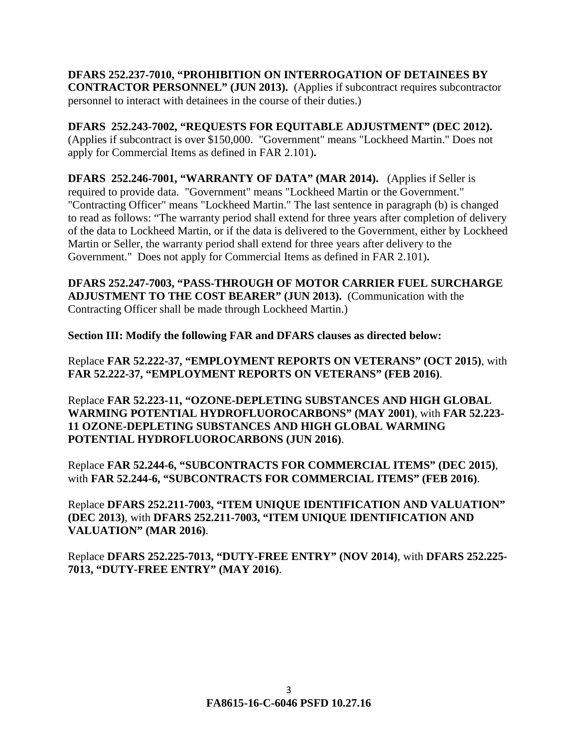**DFARS 252.237-7010, "PROHIBITION ON INTERROGATION OF DETAINEES BY CONTRACTOR PERSONNEL" (JUN 2013).** (Applies if subcontract requires subcontractor personnel to interact with detainees in the course of their duties.)

**DFARS 252.243-7002, "REQUESTS FOR EQUITABLE ADJUSTMENT" (DEC 2012).** (Applies if subcontract is over $150,000. "Government" means "Lockheed Martin." Does not apply for Commercial Items as defined in FAR 2.101)**.**

**DFARS 252.246-7001, "WARRANTY OF DATA" (MAR 2014).** (Applies if Seller is required to provide data. "Government" means "Lockheed Martin or the Government." "Contracting Officer" means "Lockheed Martin." The last sentence in paragraph (b) is changed to read as follows: "The warranty period shall extend for three years after completion of delivery of the data to Lockheed Martin, or if the data is delivered to the Government, either by Lockheed Martin or Seller, the warranty period shall extend for three years after delivery to the Government." Does not apply for Commercial Items as defined in FAR 2.101)**.**

**DFARS 252.247-7003, "PASS-THROUGH OF MOTOR CARRIER FUEL SURCHARGE ADJUSTMENT TO THE COST BEARER" (JUN 2013).** (Communication with the Contracting Officer shall be made through Lockheed Martin.)

**Section III: Modify the following FAR and DFARS clauses as directed below:**

Replace **FAR 52.222-37, "EMPLOYMENT REPORTS ON VETERANS" (OCT 2015)**, with **FAR 52.222-37, "EMPLOYMENT REPORTS ON VETERANS" (FEB 2016)**.

Replace **FAR 52.223-11, "OZONE-DEPLETING SUBSTANCES AND HIGH GLOBAL WARMING POTENTIAL HYDROFLUOROCARBONS" (MAY 2001)**, with **FAR 52.223-11 OZONE-DEPLETING SUBSTANCES AND HIGH GLOBAL WARMING POTENTIAL HYDROFLUOROCARBONS (JUN 2016)**.

Replace **FAR 52.244-6, "SUBCONTRACTS FOR COMMERCIAL ITEMS" (DEC 2015)**, with **FAR 52.244-6, "SUBCONTRACTS FOR COMMERCIAL ITEMS" (FEB 2016)**.

Replace **DFARS 252.211-7003, "ITEM UNIQUE IDENTIFICATION AND VALUATION" (DEC 2013)**, with **DFARS 252.211-7003, "ITEM UNIQUE IDENTIFICATION AND VALUATION" (MAR 2016)**.

Replace **DFARS 252.225-7013, "DUTY-FREE ENTRY" (NOV 2014)**, with **DFARS 252.225-7013, "DUTY-FREE ENTRY" (MAY 2016)**.

**FA8615-16-C-6046 PSFD 10.27.16**